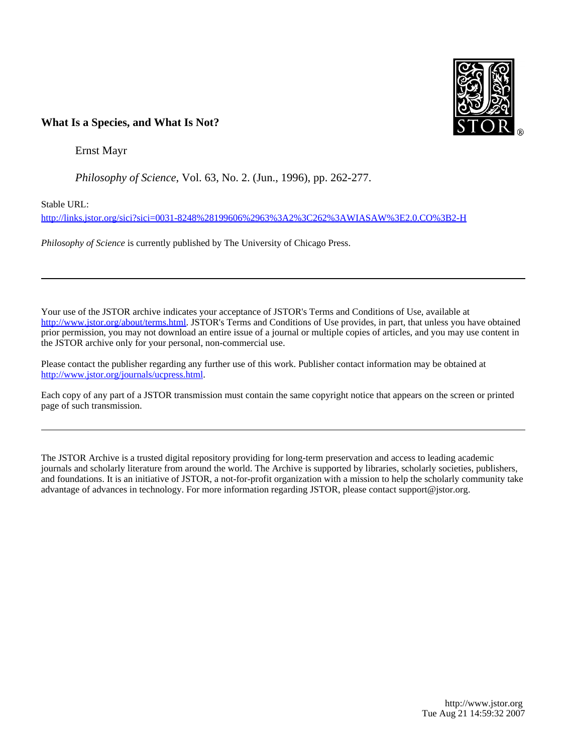**What Is a Species, and What Is Not?**

Ernst Mayr

*Philosophy of Science*, Vol. 63, No. 2. (Jun., 1996), pp. 262-277.

Stable URL:

http://links.jstor.org/sici?sici=0031-8248%28199606%2963%3A2%3C262%3AWIASAW%3E2.0.CO%3B2-H

*Philosophy of Science* is currently published by The University of Chicago Press.

---

Your use of the JSTOR archive indicates your acceptance of JSTOR's Terms and Conditions of Use, available at http://www.jstor.org/about/terms.html. JSTOR's Terms and Conditions of Use provides, in part, that unless you have obtained prior permission, you may not download an entire issue of a journal or multiple copies of articles, and you may use content in the JSTOR archive only for your personal, non-commercial use.

Please contact the publisher regarding any further use of this work. Publisher contact information may be obtained at http://www.jstor.org/journals/ucpress.html.

Each copy of any part of a JSTOR transmission must contain the same copyright notice that appears on the screen or printed page of such transmission.

---

The JSTOR Archive is a trusted digital repository providing for long-term preservation and access to leading academic journals and scholarly literature from around the world. The Archive is supported by libraries, scholarly societies, publishers, and foundations. It is an initiative of JSTOR, a not-for-profit organization with a mission to help the scholarly community take advantage of advances in technology. For more information regarding JSTOR, please contact support@jstor.org.

http://www.jstor.org
Tue Aug 21 14:59:32 2007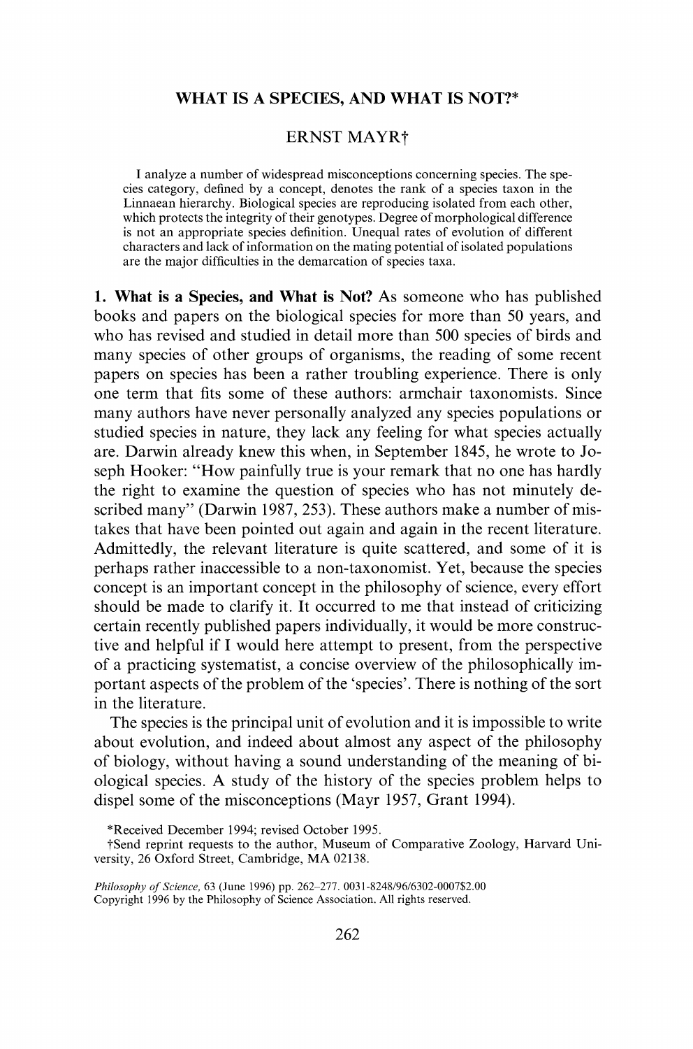# WHAT IS A SPECIES, AND WHAT IS NOT?*

## ERNST MAYR†

I analyze a number of widespread misconceptions concerning species. The species category, defined by a concept, denotes the rank of a species taxon in the Linnaean hierarchy. Biological species are reproducing isolated from each other, which protects the integrity of their genotypes. Degree of morphological difference is not an appropriate species definition. Unequal rates of evolution of different characters and lack of information on the mating potential of isolated populations are the major difficulties in the demarcation of species taxa.

**1. What is a Species, and What is Not?** As someone who has published books and papers on the biological species for more than 50 years, and who has revised and studied in detail more than 500 species of birds and many species of other groups of organisms, the reading of some recent papers on species has been a rather troubling experience. There is only one term that fits some of these authors: armchair taxonomists. Since many authors have never personally analyzed any species populations or studied species in nature, they lack any feeling for what species actually are. Darwin already knew this when, in September 1845, he wrote to Joseph Hooker: "How painfully true is your remark that no one has hardly the right to examine the question of species who has not minutely described many" (Darwin 1987, 253). These authors make a number of mistakes that have been pointed out again and again in the recent literature. Admittedly, the relevant literature is quite scattered, and some of it is perhaps rather inaccessible to a non-taxonomist. Yet, because the species concept is an important concept in the philosophy of science, every effort should be made to clarify it. It occurred to me that instead of criticizing certain recently published papers individually, it would be more constructive and helpful if I would here attempt to present, from the perspective of a practicing systematist, a concise overview of the philosophically important aspects of the problem of the 'species'. There is nothing of the sort in the literature.

The species is the principal unit of evolution and it is impossible to write about evolution, and indeed about almost any aspect of the philosophy of biology, without having a sound understanding of the meaning of biological species. A study of the history of the species problem helps to dispel some of the misconceptions (Mayr 1957, Grant 1994).

*Received December 1994; revised October 1995.

†Send reprint requests to the author, Museum of Comparative Zoology, Harvard University, 26 Oxford Street, Cambridge, MA 02138.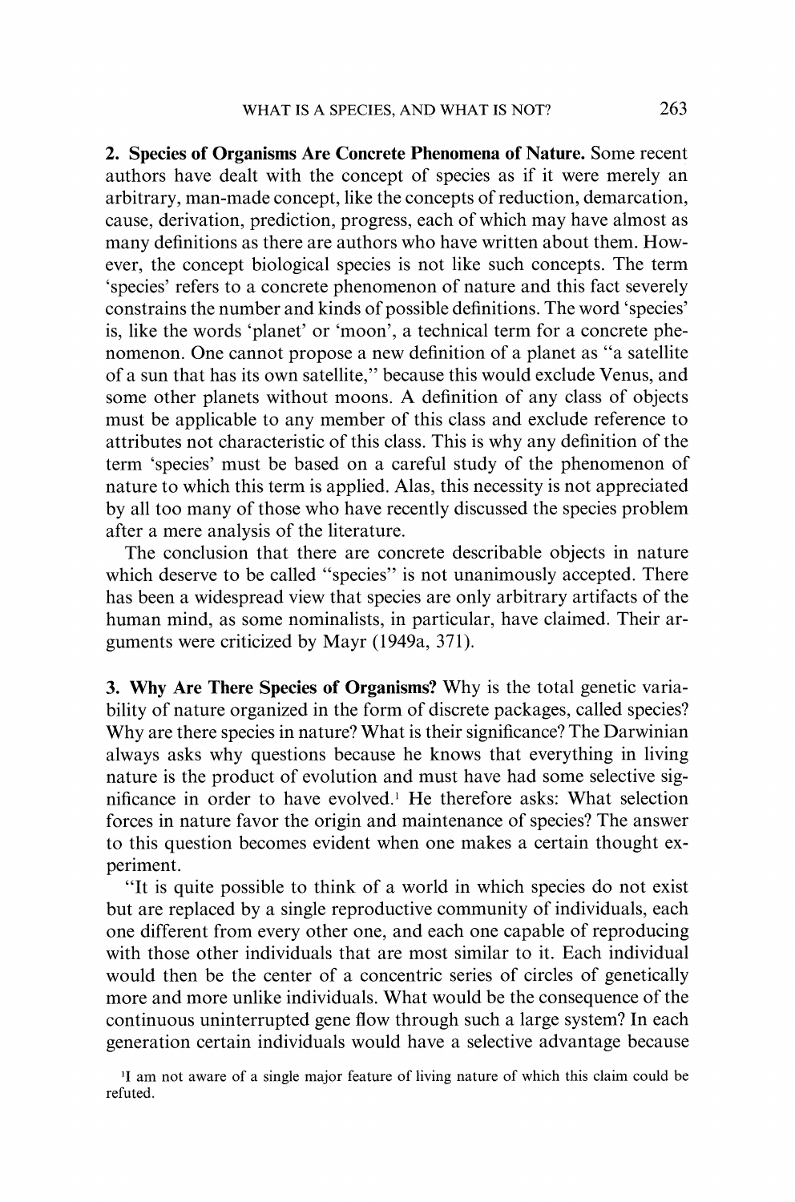**2. Species of Organisms Are Concrete Phenomena of Nature.** Some recent authors have dealt with the concept of species as if it were merely an arbitrary, man-made concept, like the concepts of reduction, demarcation, cause, derivation, prediction, progress, each of which may have almost as many definitions as there are authors who have written about them. However, the concept biological species is not like such concepts. The term 'species' refers to a concrete phenomenon of nature and this fact severely constrains the number and kinds of possible definitions. The word 'species' is, like the words 'planet' or 'moon', a technical term for a concrete phenomenon. One cannot propose a new definition of a planet as "a satellite of a sun that has its own satellite," because this would exclude Venus, and some other planets without moons. A definition of any class of objects must be applicable to any member of this class and exclude reference to attributes not characteristic of this class. This is why any definition of the term 'species' must be based on a careful study of the phenomenon of nature to which this term is applied. Alas, this necessity is not appreciated by all too many of those who have recently discussed the species problem after a mere analysis of the literature.

The conclusion that there are concrete describable objects in nature which deserve to be called "species" is not unanimously accepted. There has been a widespread view that species are only arbitrary artifacts of the human mind, as some nominalists, in particular, have claimed. Their arguments were criticized by Mayr (1949a, 371).

**3. Why Are There Species of Organisms?** Why is the total genetic variability of nature organized in the form of discrete packages, called species? Why are there species in nature? What is their significance? The Darwinian always asks why questions because he knows that everything in living nature is the product of evolution and must have had some selective significance in order to have evolved.[1] He therefore asks: What selection forces in nature favor the origin and maintenance of species? The answer to this question becomes evident when one makes a certain thought experiment.

"It is quite possible to think of a world in which species do not exist but are replaced by a single reproductive community of individuals, each one different from every other one, and each one capable of reproducing with those other individuals that are most similar to it. Each individual would then be the center of a concentric series of circles of genetically more and more unlike individuals. What would be the consequence of the continuous uninterrupted gene flow through such a large system? In each generation certain individuals would have a selective advantage because

[1] I am not aware of a single major feature of living nature of which this claim could be refuted.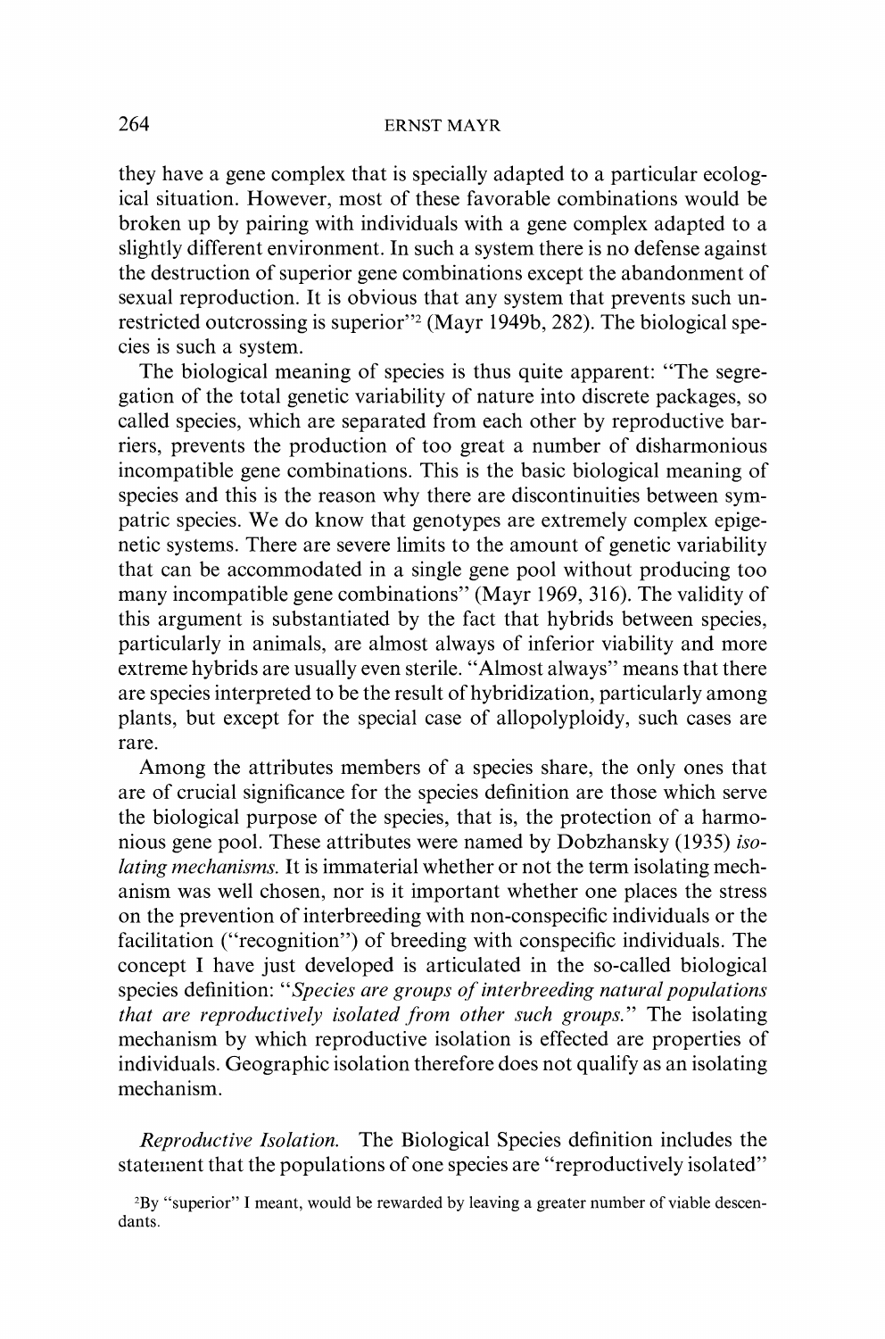they have a gene complex that is specially adapted to a particular ecological situation. However, most of these favorable combinations would be broken up by pairing with individuals with a gene complex adapted to a slightly different environment. In such a system there is no defense against the destruction of superior gene combinations except the abandonment of sexual reproduction. It is obvious that any system that prevents such unrestricted outcrossing is superior"[2] (Mayr 1949b, 282). The biological species is such a system.

The biological meaning of species is thus quite apparent: "The segregation of the total genetic variability of nature into discrete packages, so called species, which are separated from each other by reproductive barriers, prevents the production of too great a number of disharmonious incompatible gene combinations. This is the basic biological meaning of species and this is the reason why there are discontinuities between sympatric species. We do know that genotypes are extremely complex epigenetic systems. There are severe limits to the amount of genetic variability that can be accommodated in a single gene pool without producing too many incompatible gene combinations" (Mayr 1969, 316). The validity of this argument is substantiated by the fact that hybrids between species, particularly in animals, are almost always of inferior viability and more extreme hybrids are usually even sterile. "Almost always" means that there are species interpreted to be the result of hybridization, particularly among plants, but except for the special case of allopolyploidy, such cases are rare.

Among the attributes members of a species share, the only ones that are of crucial significance for the species definition are those which serve the biological purpose of the species, that is, the protection of a harmonious gene pool. These attributes were named by Dobzhansky (1935) *isolating mechanisms.* It is immaterial whether or not the term isolating mechanism was well chosen, nor is it important whether one places the stress on the prevention of interbreeding with non-conspecific individuals or the facilitation ("recognition") of breeding with conspecific individuals. The concept I have just developed is articulated in the so-called biological species definition: "*Species are groups of interbreeding natural populations that are reproductively isolated from other such groups.*" The isolating mechanism by which reproductive isolation is effected are properties of individuals. Geographic isolation therefore does not qualify as an isolating mechanism.

*Reproductive Isolation.* The Biological Species definition includes the statement that the populations of one species are "reproductively isolated"

[2]By "superior" I meant, would be rewarded by leaving a greater number of viable descendants.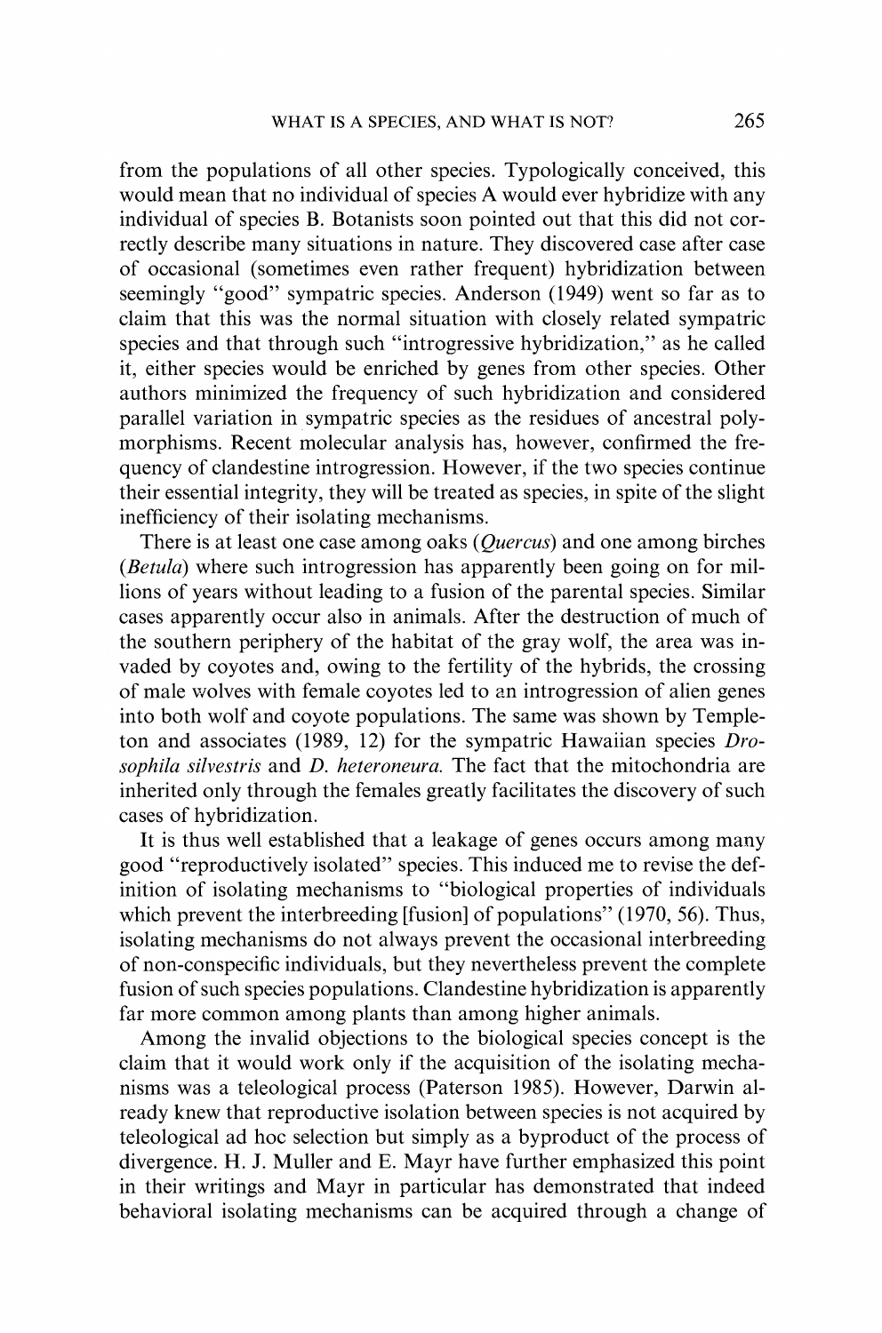from the populations of all other species. Typologically conceived, this would mean that no individual of species A would ever hybridize with any individual of species B. Botanists soon pointed out that this did not correctly describe many situations in nature. They discovered case after case of occasional (sometimes even rather frequent) hybridization between seemingly "good" sympatric species. Anderson (1949) went so far as to claim that this was the normal situation with closely related sympatric species and that through such "introgressive hybridization," as he called it, either species would be enriched by genes from other species. Other authors minimized the frequency of such hybridization and considered parallel variation in sympatric species as the residues of ancestral polymorphisms. Recent molecular analysis has, however, confirmed the frequency of clandestine introgression. However, if the two species continue their essential integrity, they will be treated as species, in spite of the slight inefficiency of their isolating mechanisms.

There is at least one case among oaks (*Quercus*) and one among birches (*Betula*) where such introgression has apparently been going on for millions of years without leading to a fusion of the parental species. Similar cases apparently occur also in animals. After the destruction of much of the southern periphery of the habitat of the gray wolf, the area was invaded by coyotes and, owing to the fertility of the hybrids, the crossing of male wolves with female coyotes led to an introgression of alien genes into both wolf and coyote populations. The same was shown by Templeton and associates (1989, 12) for the sympatric Hawaiian species *Drosophila silvestris* and *D. heteroneura*. The fact that the mitochondria are inherited only through the females greatly facilitates the discovery of such cases of hybridization.

It is thus well established that a leakage of genes occurs among many good "reproductively isolated" species. This induced me to revise the definition of isolating mechanisms to "biological properties of individuals which prevent the interbreeding [fusion] of populations" (1970, 56). Thus, isolating mechanisms do not always prevent the occasional interbreeding of non-conspecific individuals, but they nevertheless prevent the complete fusion of such species populations. Clandestine hybridization is apparently far more common among plants than among higher animals.

Among the invalid objections to the biological species concept is the claim that it would work only if the acquisition of the isolating mechanisms was a teleological process (Paterson 1985). However, Darwin already knew that reproductive isolation between species is not acquired by teleological ad hoc selection but simply as a byproduct of the process of divergence. H. J. Muller and E. Mayr have further emphasized this point in their writings and Mayr in particular has demonstrated that indeed behavioral isolating mechanisms can be acquired through a change of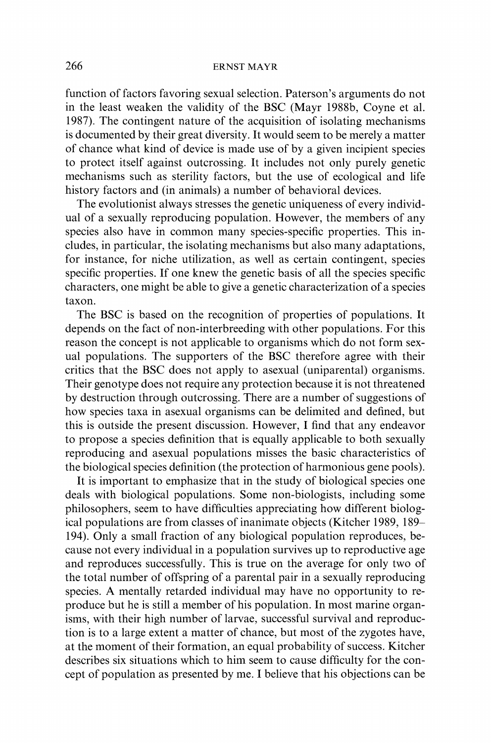function of factors favoring sexual selection. Paterson's arguments do not in the least weaken the validity of the BSC (Mayr 1988b, Coyne et al. 1987). The contingent nature of the acquisition of isolating mechanisms is documented by their great diversity. It would seem to be merely a matter of chance what kind of device is made use of by a given incipient species to protect itself against outcrossing. It includes not only purely genetic mechanisms such as sterility factors, but the use of ecological and life history factors and (in animals) a number of behavioral devices.

The evolutionist always stresses the genetic uniqueness of every individual of a sexually reproducing population. However, the members of any species also have in common many species-specific properties. This includes, in particular, the isolating mechanisms but also many adaptations, for instance, for niche utilization, as well as certain contingent, species specific properties. If one knew the genetic basis of all the species specific characters, one might be able to give a genetic characterization of a species taxon.

The BSC is based on the recognition of properties of populations. It depends on the fact of non-interbreeding with other populations. For this reason the concept is not applicable to organisms which do not form sexual populations. The supporters of the BSC therefore agree with their critics that the BSC does not apply to asexual (uniparental) organisms. Their genotype does not require any protection because it is not threatened by destruction through outcrossing. There are a number of suggestions of how species taxa in asexual organisms can be delimited and defined, but this is outside the present discussion. However, I find that any endeavor to propose a species definition that is equally applicable to both sexually reproducing and asexual populations misses the basic characteristics of the biological species definition (the protection of harmonious gene pools).

It is important to emphasize that in the study of biological species one deals with biological populations. Some non-biologists, including some philosophers, seem to have difficulties appreciating how different biological populations are from classes of inanimate objects (Kitcher 1989, 189–194). Only a small fraction of any biological population reproduces, because not every individual in a population survives up to reproductive age and reproduces successfully. This is true on the average for only two of the total number of offspring of a parental pair in a sexually reproducing species. A mentally retarded individual may have no opportunity to reproduce but he is still a member of his population. In most marine organisms, with their high number of larvae, successful survival and reproduction is to a large extent a matter of chance, but most of the zygotes have, at the moment of their formation, an equal probability of success. Kitcher describes six situations which to him seem to cause difficulty for the concept of population as presented by me. I believe that his objections can be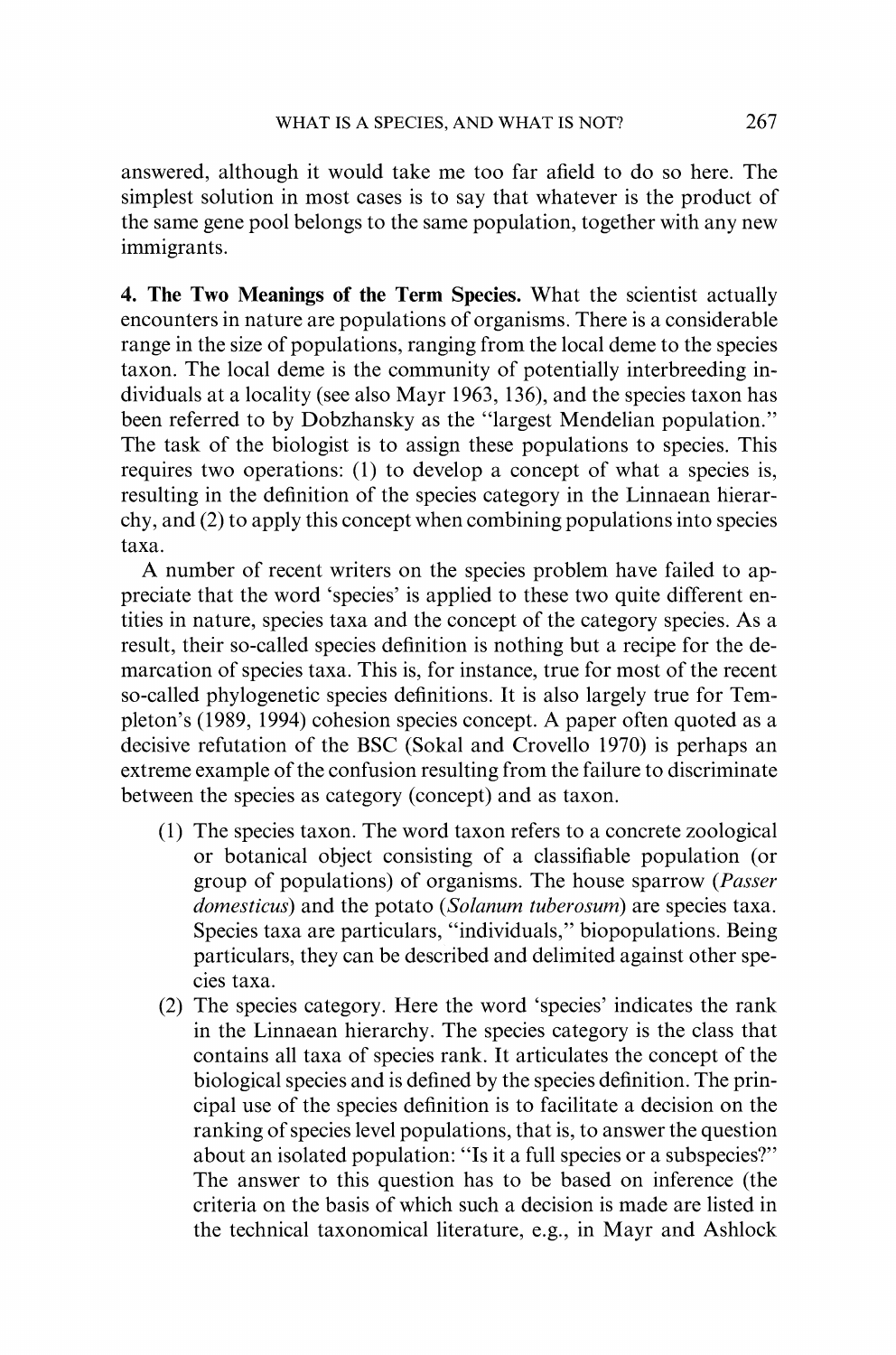answered, although it would take me too far afield to do so here. The simplest solution in most cases is to say that whatever is the product of the same gene pool belongs to the same population, together with any new immigrants.

**4. The Two Meanings of the Term Species.** What the scientist actually encounters in nature are populations of organisms. There is a considerable range in the size of populations, ranging from the local deme to the species taxon. The local deme is the community of potentially interbreeding individuals at a locality (see also Mayr 1963, 136), and the species taxon has been referred to by Dobzhansky as the "largest Mendelian population." The task of the biologist is to assign these populations to species. This requires two operations: (1) to develop a concept of what a species is, resulting in the definition of the species category in the Linnaean hierarchy, and (2) to apply this concept when combining populations into species taxa.

A number of recent writers on the species problem have failed to appreciate that the word 'species' is applied to these two quite different entities in nature, species taxa and the concept of the category species. As a result, their so-called species definition is nothing but a recipe for the demarcation of species taxa. This is, for instance, true for most of the recent so-called phylogenetic species definitions. It is also largely true for Templeton's (1989, 1994) cohesion species concept. A paper often quoted as a decisive refutation of the BSC (Sokal and Crovello 1970) is perhaps an extreme example of the confusion resulting from the failure to discriminate between the species as category (concept) and as taxon.

(1) The species taxon. The word taxon refers to a concrete zoological or botanical object consisting of a classifiable population (or group of populations) of organisms. The house sparrow (*Passer domesticus*) and the potato (*Solanum tuberosum*) are species taxa. Species taxa are particulars, "individuals," biopopulations. Being particulars, they can be described and delimited against other species taxa.

(2) The species category. Here the word 'species' indicates the rank in the Linnaean hierarchy. The species category is the class that contains all taxa of species rank. It articulates the concept of the biological species and is defined by the species definition. The principal use of the species definition is to facilitate a decision on the ranking of species level populations, that is, to answer the question about an isolated population: "Is it a full species or a subspecies?" The answer to this question has to be based on inference (the criteria on the basis of which such a decision is made are listed in the technical taxonomical literature, e.g., in Mayr and Ashlock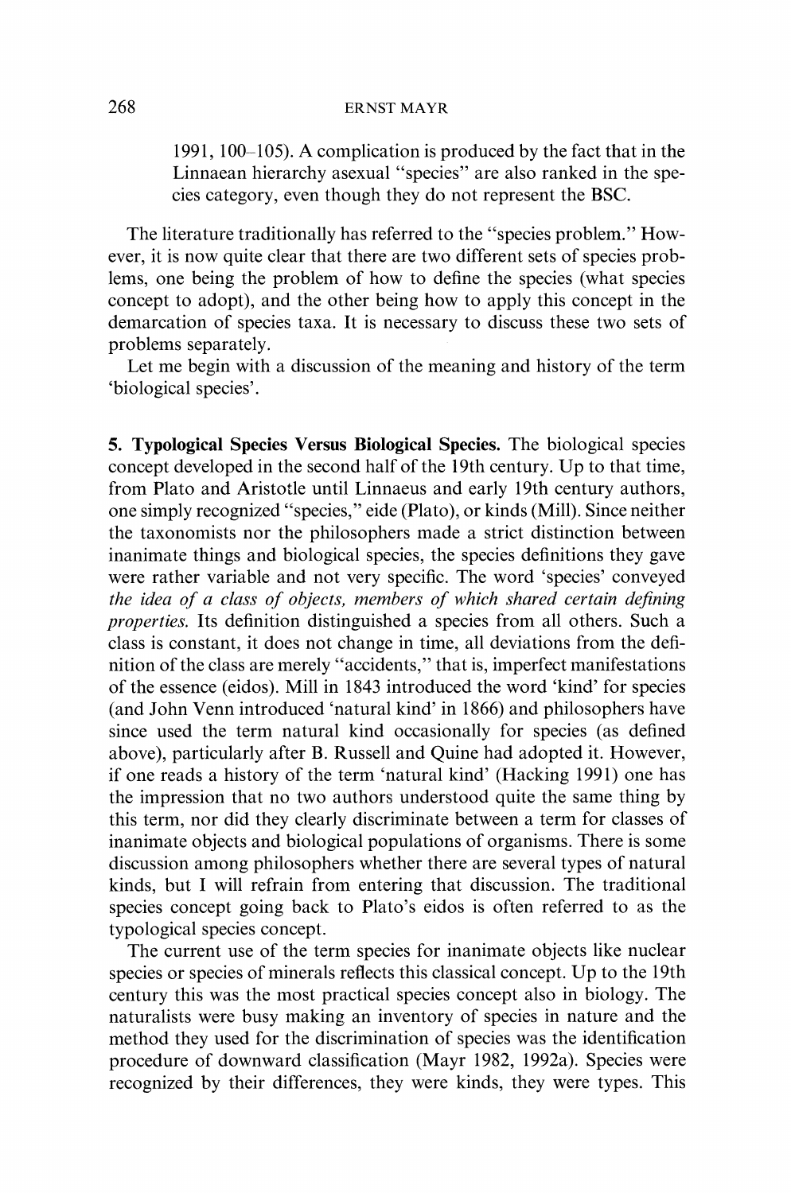1991, 100–105). A complication is produced by the fact that in the Linnaean hierarchy asexual "species" are also ranked in the species category, even though they do not represent the BSC.

The literature traditionally has referred to the "species problem." However, it is now quite clear that there are two different sets of species problems, one being the problem of how to define the species (what species concept to adopt), and the other being how to apply this concept in the demarcation of species taxa. It is necessary to discuss these two sets of problems separately.

Let me begin with a discussion of the meaning and history of the term 'biological species'.

**5. Typological Species Versus Biological Species.** The biological species concept developed in the second half of the 19th century. Up to that time, from Plato and Aristotle until Linnaeus and early 19th century authors, one simply recognized "species," eide (Plato), or kinds (Mill). Since neither the taxonomists nor the philosophers made a strict distinction between inanimate things and biological species, the species definitions they gave were rather variable and not very specific. The word 'species' conveyed *the idea of a class of objects, members of which shared certain defining properties.* Its definition distinguished a species from all others. Such a class is constant, it does not change in time, all deviations from the definition of the class are merely "accidents," that is, imperfect manifestations of the essence (eidos). Mill in 1843 introduced the word 'kind' for species (and John Venn introduced 'natural kind' in 1866) and philosophers have since used the term natural kind occasionally for species (as defined above), particularly after B. Russell and Quine had adopted it. However, if one reads a history of the term 'natural kind' (Hacking 1991) one has the impression that no two authors understood quite the same thing by this term, nor did they clearly discriminate between a term for classes of inanimate objects and biological populations of organisms. There is some discussion among philosophers whether there are several types of natural kinds, but I will refrain from entering that discussion. The traditional species concept going back to Plato's eidos is often referred to as the typological species concept.

The current use of the term species for inanimate objects like nuclear species or species of minerals reflects this classical concept. Up to the 19th century this was the most practical species concept also in biology. The naturalists were busy making an inventory of species in nature and the method they used for the discrimination of species was the identification procedure of downward classification (Mayr 1982, 1992a). Species were recognized by their differences, they were kinds, they were types. This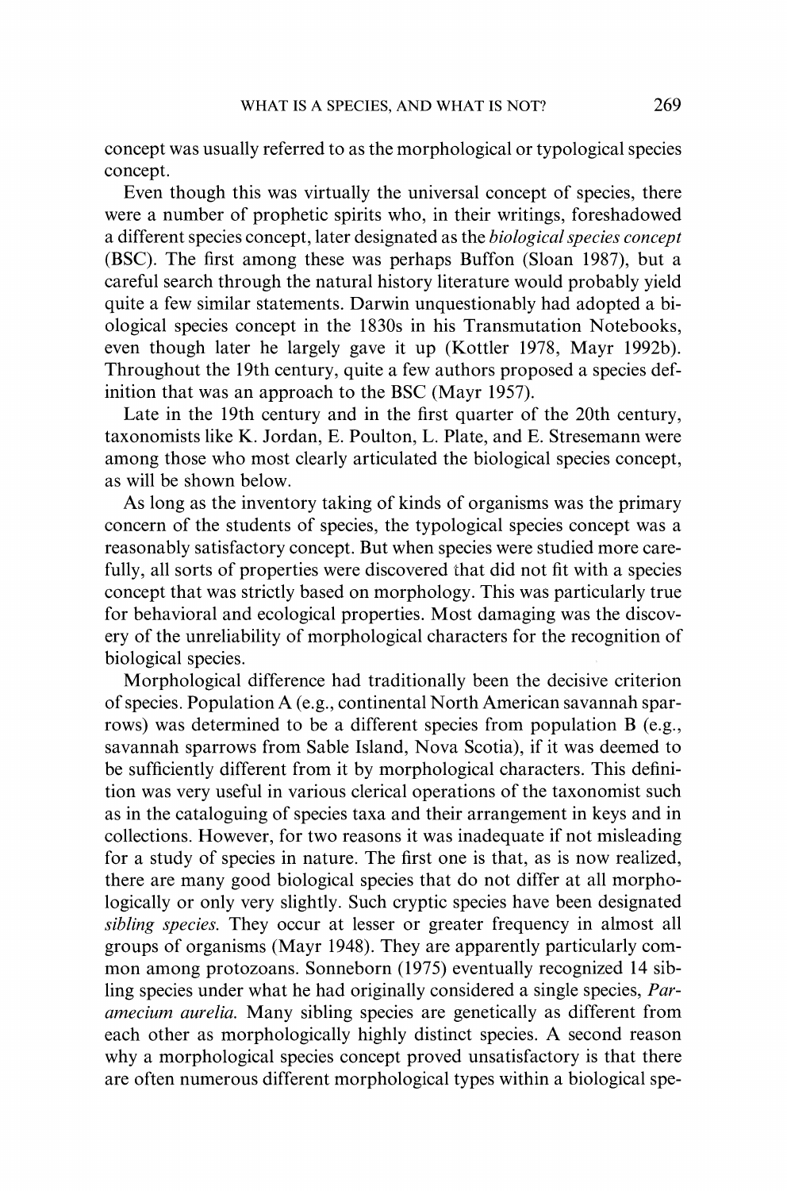concept was usually referred to as the morphological or typological species concept.

Even though this was virtually the universal concept of species, there were a number of prophetic spirits who, in their writings, foreshadowed a different species concept, later designated as the *biological species concept* (BSC). The first among these was perhaps Buffon (Sloan 1987), but a careful search through the natural history literature would probably yield quite a few similar statements. Darwin unquestionably had adopted a biological species concept in the 1830s in his Transmutation Notebooks, even though later he largely gave it up (Kottler 1978, Mayr 1992b). Throughout the 19th century, quite a few authors proposed a species definition that was an approach to the BSC (Mayr 1957).

Late in the 19th century and in the first quarter of the 20th century, taxonomists like K. Jordan, E. Poulton, L. Plate, and E. Stresemann were among those who most clearly articulated the biological species concept, as will be shown below.

As long as the inventory taking of kinds of organisms was the primary concern of the students of species, the typological species concept was a reasonably satisfactory concept. But when species were studied more carefully, all sorts of properties were discovered that did not fit with a species concept that was strictly based on morphology. This was particularly true for behavioral and ecological properties. Most damaging was the discovery of the unreliability of morphological characters for the recognition of biological species.

Morphological difference had traditionally been the decisive criterion of species. Population A (e.g., continental North American savannah sparrows) was determined to be a different species from population B (e.g., savannah sparrows from Sable Island, Nova Scotia), if it was deemed to be sufficiently different from it by morphological characters. This definition was very useful in various clerical operations of the taxonomist such as in the cataloguing of species taxa and their arrangement in keys and in collections. However, for two reasons it was inadequate if not misleading for a study of species in nature. The first one is that, as is now realized, there are many good biological species that do not differ at all morphologically or only very slightly. Such cryptic species have been designated *sibling species*. They occur at lesser or greater frequency in almost all groups of organisms (Mayr 1948). They are apparently particularly common among protozoans. Sonneborn (1975) eventually recognized 14 sibling species under what he had originally considered a single species, *Paramecium aurelia*. Many sibling species are genetically as different from each other as morphologically highly distinct species. A second reason why a morphological species concept proved unsatisfactory is that there are often numerous different morphological types within a biological spe-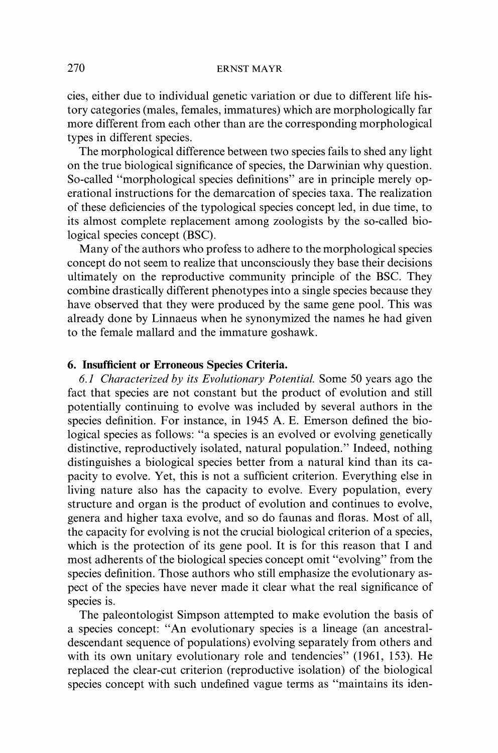cies, either due to individual genetic variation or due to different life history categories (males, females, immatures) which are morphologically far more different from each other than are the corresponding morphological types in different species.

The morphological difference between two species fails to shed any light on the true biological significance of species, the Darwinian why question. So-called "morphological species definitions" are in principle merely operational instructions for the demarcation of species taxa. The realization of these deficiencies of the typological species concept led, in due time, to its almost complete replacement among zoologists by the so-called biological species concept (BSC).

Many of the authors who profess to adhere to the morphological species concept do not seem to realize that unconsciously they base their decisions ultimately on the reproductive community principle of the BSC. They combine drastically different phenotypes into a single species because they have observed that they were produced by the same gene pool. This was already done by Linnaeus when he synonymized the names he had given to the female mallard and the immature goshawk.

### 6. Insufficient or Erroneous Species Criteria.

*6.1 Characterized by its Evolutionary Potential.* Some 50 years ago the fact that species are not constant but the product of evolution and still potentially continuing to evolve was included by several authors in the species definition. For instance, in 1945 A. E. Emerson defined the biological species as follows: "a species is an evolved or evolving genetically distinctive, reproductively isolated, natural population." Indeed, nothing distinguishes a biological species better from a natural kind than its capacity to evolve. Yet, this is not a sufficient criterion. Everything else in living nature also has the capacity to evolve. Every population, every structure and organ is the product of evolution and continues to evolve, genera and higher taxa evolve, and so do faunas and floras. Most of all, the capacity for evolving is not the crucial biological criterion of a species, which is the protection of its gene pool. It is for this reason that I and most adherents of the biological species concept omit "evolving" from the species definition. Those authors who still emphasize the evolutionary aspect of the species have never made it clear what the real significance of species is.

The paleontologist Simpson attempted to make evolution the basis of a species concept: "An evolutionary species is a lineage (an ancestral-descendant sequence of populations) evolving separately from others and with its own unitary evolutionary role and tendencies" (1961, 153). He replaced the clear-cut criterion (reproductive isolation) of the biological species concept with such undefined vague terms as "maintains its iden-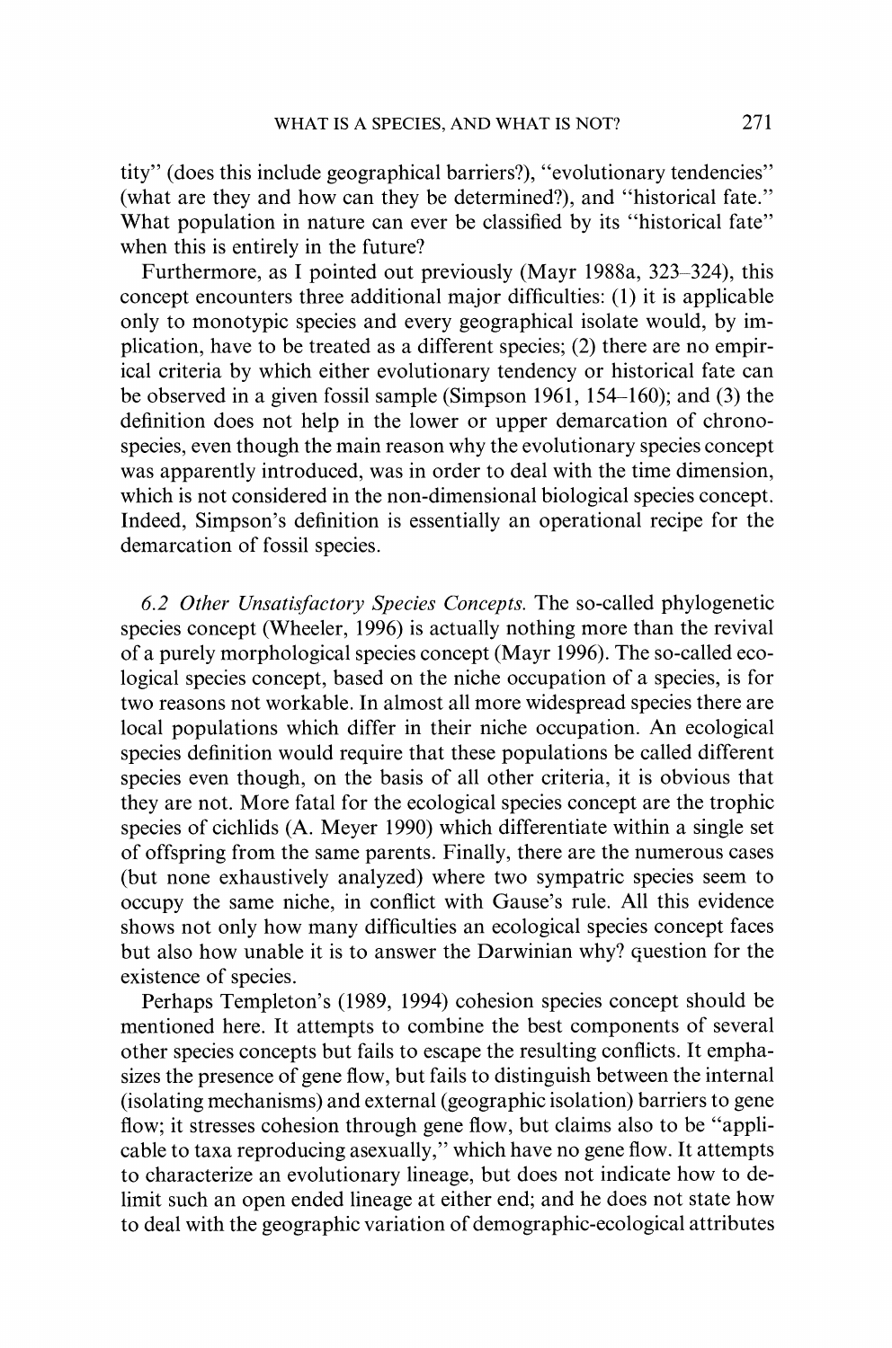tity" (does this include geographical barriers?), "evolutionary tendencies" (what are they and how can they be determined?), and "historical fate." What population in nature can ever be classified by its "historical fate" when this is entirely in the future?

Furthermore, as I pointed out previously (Mayr 1988a, 323–324), this concept encounters three additional major difficulties: (1) it is applicable only to monotypic species and every geographical isolate would, by implication, have to be treated as a different species; (2) there are no empirical criteria by which either evolutionary tendency or historical fate can be observed in a given fossil sample (Simpson 1961, 154–160); and (3) the definition does not help in the lower or upper demarcation of chronospecies, even though the main reason why the evolutionary species concept was apparently introduced, was in order to deal with the time dimension, which is not considered in the non-dimensional biological species concept. Indeed, Simpson's definition is essentially an operational recipe for the demarcation of fossil species.

*6.2 Other Unsatisfactory Species Concepts.* The so-called phylogenetic species concept (Wheeler, 1996) is actually nothing more than the revival of a purely morphological species concept (Mayr 1996). The so-called ecological species concept, based on the niche occupation of a species, is for two reasons not workable. In almost all more widespread species there are local populations which differ in their niche occupation. An ecological species definition would require that these populations be called different species even though, on the basis of all other criteria, it is obvious that they are not. More fatal for the ecological species concept are the trophic species of cichlids (A. Meyer 1990) which differentiate within a single set of offspring from the same parents. Finally, there are the numerous cases (but none exhaustively analyzed) where two sympatric species seem to occupy the same niche, in conflict with Gause's rule. All this evidence shows not only how many difficulties an ecological species concept faces but also how unable it is to answer the Darwinian why? question for the existence of species.

Perhaps Templeton's (1989, 1994) cohesion species concept should be mentioned here. It attempts to combine the best components of several other species concepts but fails to escape the resulting conflicts. It emphasizes the presence of gene flow, but fails to distinguish between the internal (isolating mechanisms) and external (geographic isolation) barriers to gene flow; it stresses cohesion through gene flow, but claims also to be "applicable to taxa reproducing asexually," which have no gene flow. It attempts to characterize an evolutionary lineage, but does not indicate how to delimit such an open ended lineage at either end; and he does not state how to deal with the geographic variation of demographic-ecological attributes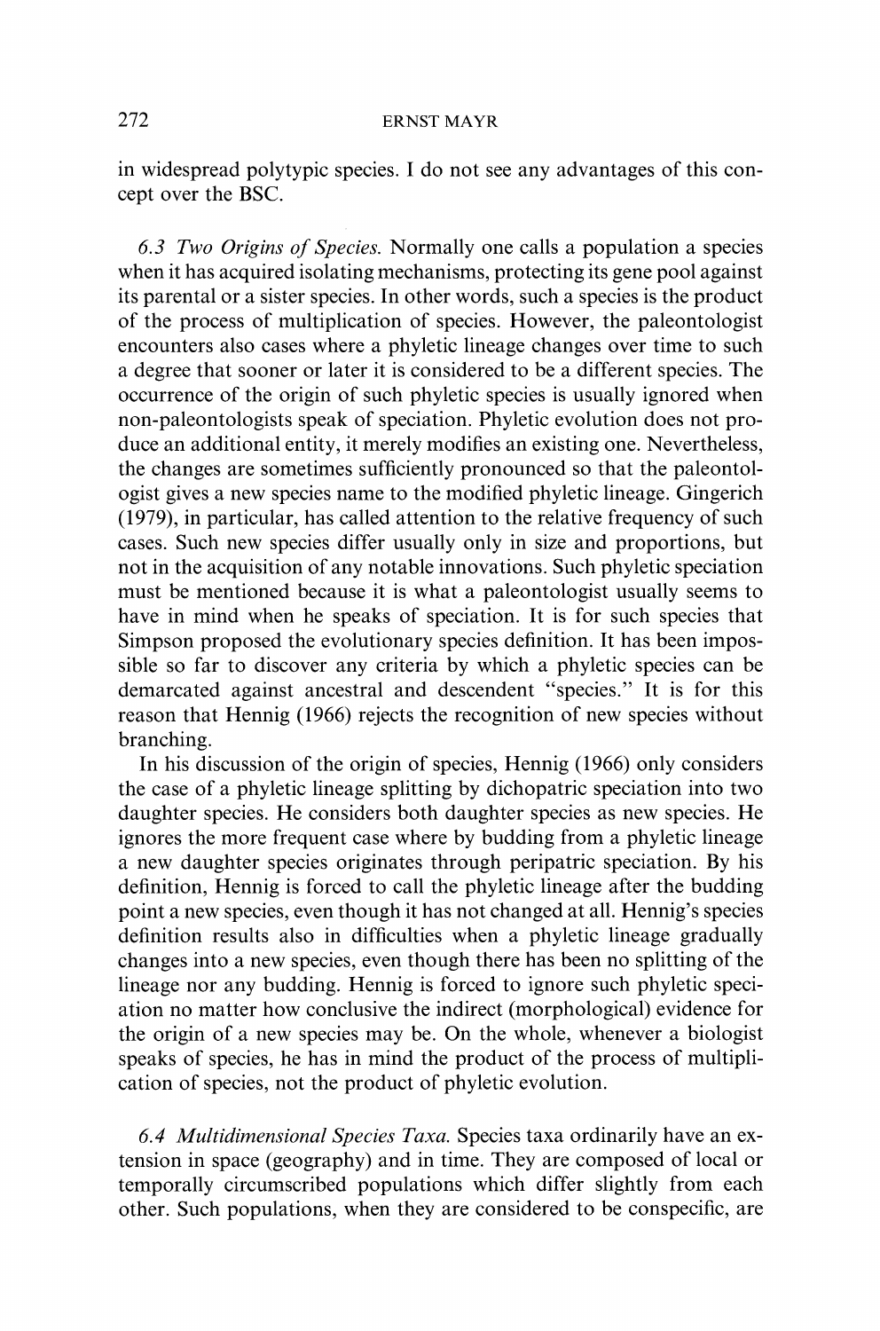in widespread polytypic species. I do not see any advantages of this concept over the BSC.

*6.3 Two Origins of Species.* Normally one calls a population a species when it has acquired isolating mechanisms, protecting its gene pool against its parental or a sister species. In other words, such a species is the product of the process of multiplication of species. However, the paleontologist encounters also cases where a phyletic lineage changes over time to such a degree that sooner or later it is considered to be a different species. The occurrence of the origin of such phyletic species is usually ignored when non-paleontologists speak of speciation. Phyletic evolution does not produce an additional entity, it merely modifies an existing one. Nevertheless, the changes are sometimes sufficiently pronounced so that the paleontologist gives a new species name to the modified phyletic lineage. Gingerich (1979), in particular, has called attention to the relative frequency of such cases. Such new species differ usually only in size and proportions, but not in the acquisition of any notable innovations. Such phyletic speciation must be mentioned because it is what a paleontologist usually seems to have in mind when he speaks of speciation. It is for such species that Simpson proposed the evolutionary species definition. It has been impossible so far to discover any criteria by which a phyletic species can be demarcated against ancestral and descendent "species." It is for this reason that Hennig (1966) rejects the recognition of new species without branching.

In his discussion of the origin of species, Hennig (1966) only considers the case of a phyletic lineage splitting by dichopatric speciation into two daughter species. He considers both daughter species as new species. He ignores the more frequent case where by budding from a phyletic lineage a new daughter species originates through peripatric speciation. By his definition, Hennig is forced to call the phyletic lineage after the budding point a new species, even though it has not changed at all. Hennig's species definition results also in difficulties when a phyletic lineage gradually changes into a new species, even though there has been no splitting of the lineage nor any budding. Hennig is forced to ignore such phyletic speciation no matter how conclusive the indirect (morphological) evidence for the origin of a new species may be. On the whole, whenever a biologist speaks of species, he has in mind the product of the process of multiplication of species, not the product of phyletic evolution.

*6.4 Multidimensional Species Taxa.* Species taxa ordinarily have an extension in space (geography) and in time. They are composed of local or temporally circumscribed populations which differ slightly from each other. Such populations, when they are considered to be conspecific, are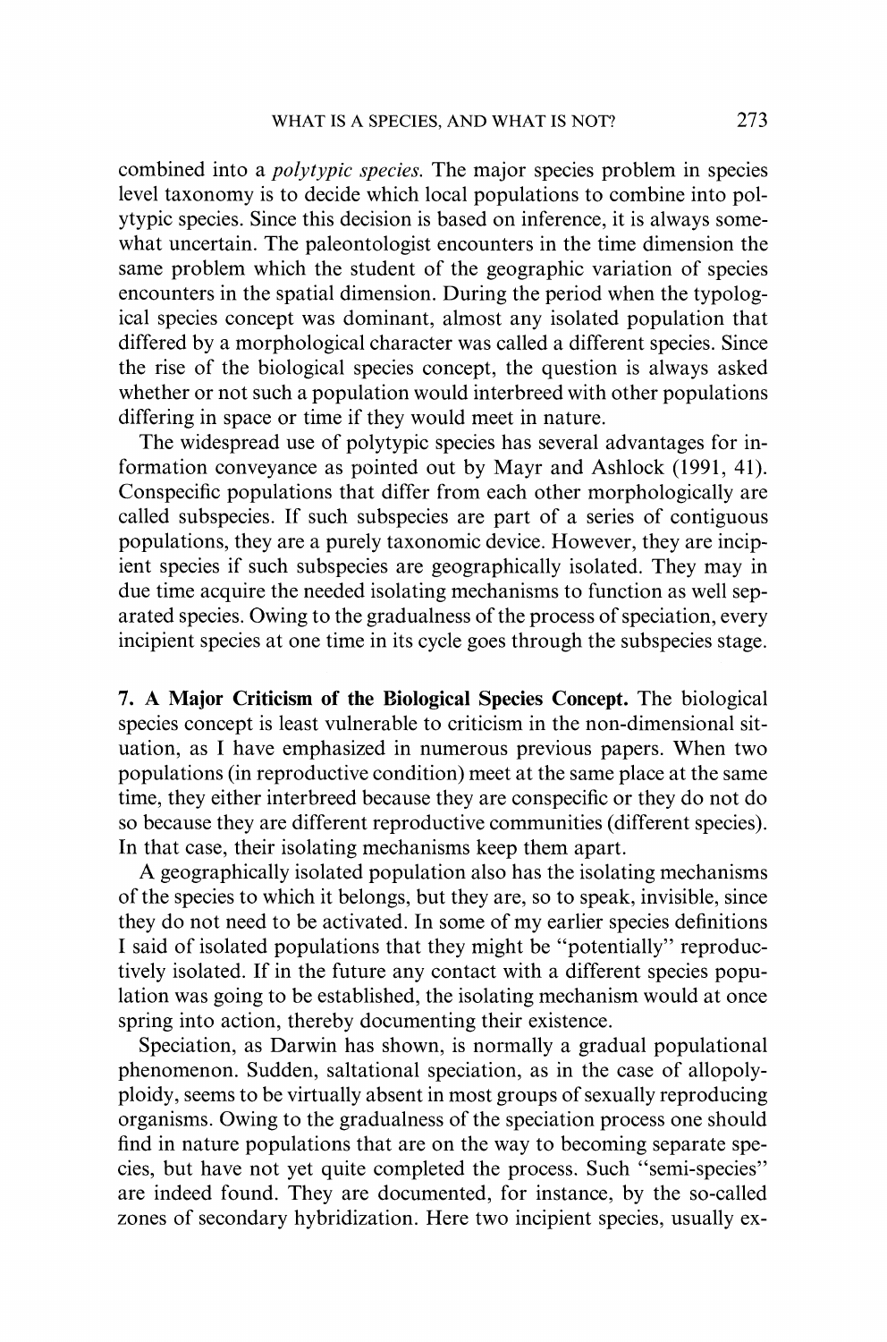combined into a *polytypic species*. The major species problem in species level taxonomy is to decide which local populations to combine into polytypic species. Since this decision is based on inference, it is always somewhat uncertain. The paleontologist encounters in the time dimension the same problem which the student of the geographic variation of species encounters in the spatial dimension. During the period when the typological species concept was dominant, almost any isolated population that differed by a morphological character was called a different species. Since the rise of the biological species concept, the question is always asked whether or not such a population would interbreed with other populations differing in space or time if they would meet in nature.

The widespread use of polytypic species has several advantages for information conveyance as pointed out by Mayr and Ashlock (1991, 41). Conspecific populations that differ from each other morphologically are called subspecies. If such subspecies are part of a series of contiguous populations, they are a purely taxonomic device. However, they are incipient species if such subspecies are geographically isolated. They may in due time acquire the needed isolating mechanisms to function as well separated species. Owing to the gradualness of the process of speciation, every incipient species at one time in its cycle goes through the subspecies stage.

**7. A Major Criticism of the Biological Species Concept.** The biological species concept is least vulnerable to criticism in the non-dimensional situation, as I have emphasized in numerous previous papers. When two populations (in reproductive condition) meet at the same place at the same time, they either interbreed because they are conspecific or they do not do so because they are different reproductive communities (different species). In that case, their isolating mechanisms keep them apart.

A geographically isolated population also has the isolating mechanisms of the species to which it belongs, but they are, so to speak, invisible, since they do not need to be activated. In some of my earlier species definitions I said of isolated populations that they might be "potentially" reproductively isolated. If in the future any contact with a different species population was going to be established, the isolating mechanism would at once spring into action, thereby documenting their existence.

Speciation, as Darwin has shown, is normally a gradual populational phenomenon. Sudden, saltational speciation, as in the case of allopolyploidy, seems to be virtually absent in most groups of sexually reproducing organisms. Owing to the gradualness of the speciation process one should find in nature populations that are on the way to becoming separate species, but have not yet quite completed the process. Such "semi-species" are indeed found. They are documented, for instance, by the so-called zones of secondary hybridization. Here two incipient species, usually ex-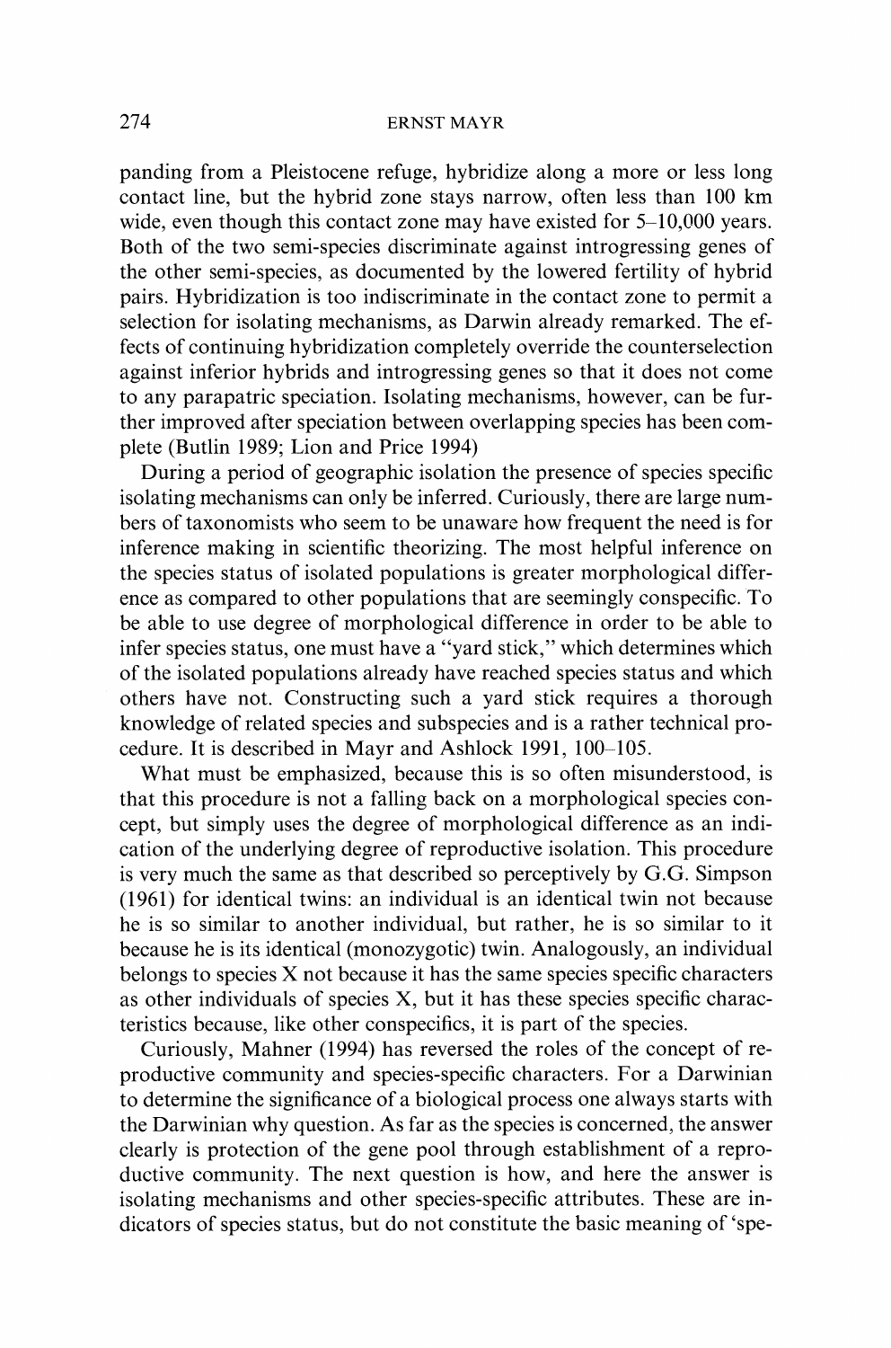panding from a Pleistocene refuge, hybridize along a more or less long contact line, but the hybrid zone stays narrow, often less than 100 km wide, even though this contact zone may have existed for 5–10,000 years. Both of the two semi-species discriminate against introgressing genes of the other semi-species, as documented by the lowered fertility of hybrid pairs. Hybridization is too indiscriminate in the contact zone to permit a selection for isolating mechanisms, as Darwin already remarked. The effects of continuing hybridization completely override the counterselection against inferior hybrids and introgressing genes so that it does not come to any parapatric speciation. Isolating mechanisms, however, can be further improved after speciation between overlapping species has been complete (Butlin 1989; Lion and Price 1994)

During a period of geographic isolation the presence of species specific isolating mechanisms can only be inferred. Curiously, there are large numbers of taxonomists who seem to be unaware how frequent the need is for inference making in scientific theorizing. The most helpful inference on the species status of isolated populations is greater morphological difference as compared to other populations that are seemingly conspecific. To be able to use degree of morphological difference in order to be able to infer species status, one must have a "yard stick," which determines which of the isolated populations already have reached species status and which others have not. Constructing such a yard stick requires a thorough knowledge of related species and subspecies and is a rather technical procedure. It is described in Mayr and Ashlock 1991, 100–105.

What must be emphasized, because this is so often misunderstood, is that this procedure is not a falling back on a morphological species concept, but simply uses the degree of morphological difference as an indication of the underlying degree of reproductive isolation. This procedure is very much the same as that described so perceptively by G.G. Simpson (1961) for identical twins: an individual is an identical twin not because he is so similar to another individual, but rather, he is so similar to it because he is its identical (monozygotic) twin. Analogously, an individual belongs to species X not because it has the same species specific characters as other individuals of species X, but it has these species specific characteristics because, like other conspecifics, it is part of the species.

Curiously, Mahner (1994) has reversed the roles of the concept of reproductive community and species-specific characters. For a Darwinian to determine the significance of a biological process one always starts with the Darwinian why question. As far as the species is concerned, the answer clearly is protection of the gene pool through establishment of a reproductive community. The next question is how, and here the answer is isolating mechanisms and other species-specific attributes. These are indicators of species status, but do not constitute the basic meaning of 'spe-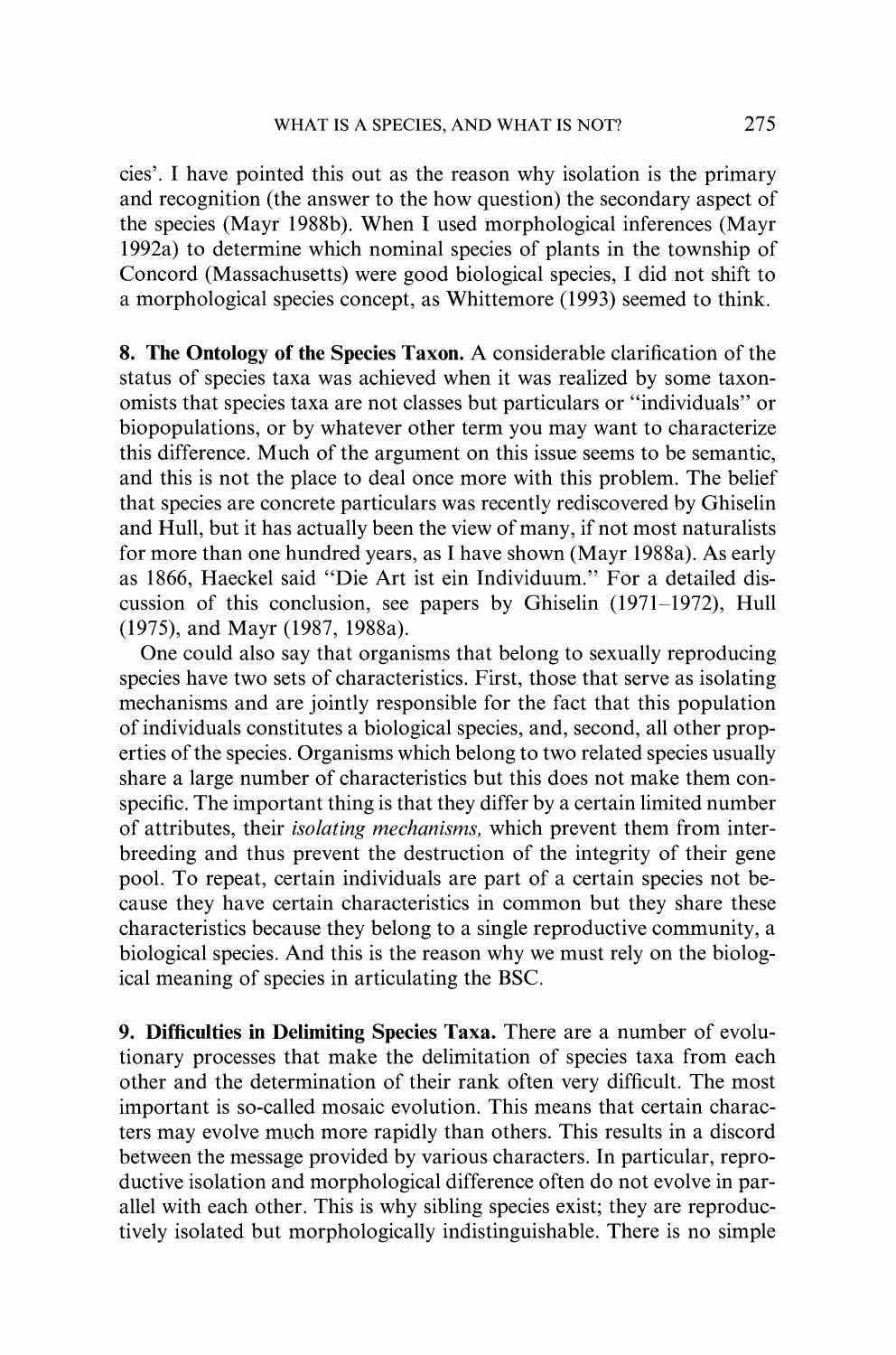cies'. I have pointed this out as the reason why isolation is the primary and recognition (the answer to the how question) the secondary aspect of the species (Mayr 1988b). When I used morphological inferences (Mayr 1992a) to determine which nominal species of plants in the township of Concord (Massachusetts) were good biological species, I did not shift to a morphological species concept, as Whittemore (1993) seemed to think.

**8. The Ontology of the Species Taxon.** A considerable clarification of the status of species taxa was achieved when it was realized by some taxonomists that species taxa are not classes but particulars or "individuals" or biopopulations, or by whatever other term you may want to characterize this difference. Much of the argument on this issue seems to be semantic, and this is not the place to deal once more with this problem. The belief that species are concrete particulars was recently rediscovered by Ghiselin and Hull, but it has actually been the view of many, if not most naturalists for more than one hundred years, as I have shown (Mayr 1988a). As early as 1866, Haeckel said "Die Art ist ein Individuum." For a detailed discussion of this conclusion, see papers by Ghiselin (1971–1972), Hull (1975), and Mayr (1987, 1988a).

One could also say that organisms that belong to sexually reproducing species have two sets of characteristics. First, those that serve as isolating mechanisms and are jointly responsible for the fact that this population of individuals constitutes a biological species, and, second, all other properties of the species. Organisms which belong to two related species usually share a large number of characteristics but this does not make them conspecific. The important thing is that they differ by a certain limited number of attributes, their *isolating mechanisms,* which prevent them from interbreeding and thus prevent the destruction of the integrity of their gene pool. To repeat, certain individuals are part of a certain species not because they have certain characteristics in common but they share these characteristics because they belong to a single reproductive community, a biological species. And this is the reason why we must rely on the biological meaning of species in articulating the BSC.

**9. Difficulties in Delimiting Species Taxa.** There are a number of evolutionary processes that make the delimitation of species taxa from each other and the determination of their rank often very difficult. The most important is so-called mosaic evolution. This means that certain characters may evolve much more rapidly than others. This results in a discord between the message provided by various characters. In particular, reproductive isolation and morphological difference often do not evolve in parallel with each other. This is why sibling species exist; they are reproductively isolated but morphologically indistinguishable. There is no simple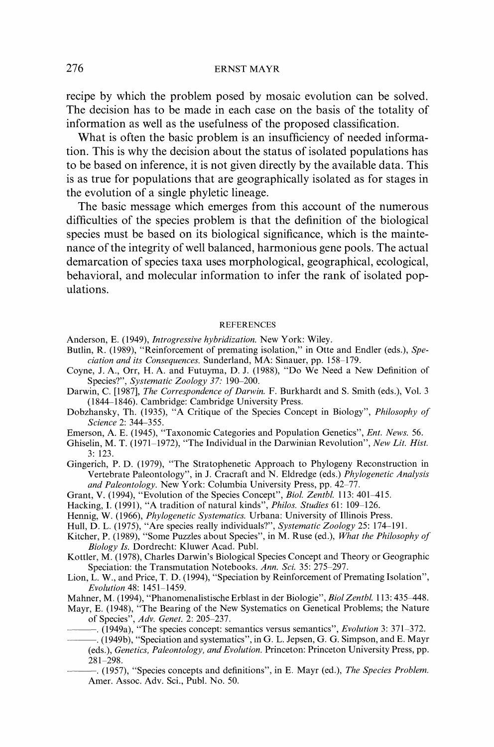recipe by which the problem posed by mosaic evolution can be solved. The decision has to be made in each case on the basis of the totality of information as well as the usefulness of the proposed classification.

What is often the basic problem is an insufficiency of needed information. This is why the decision about the status of isolated populations has to be based on inference, it is not given directly by the available data. This is as true for populations that are geographically isolated as for stages in the evolution of a single phyletic lineage.

The basic message which emerges from this account of the numerous difficulties of the species problem is that the definition of the biological species must be based on its biological significance, which is the maintenance of the integrity of well balanced, harmonious gene pools. The actual demarcation of species taxa uses morphological, geographical, ecological, behavioral, and molecular information to infer the rank of isolated populations.

## REFERENCES

Anderson, E. (1949), *Introgressive hybridization.* New York: Wiley.

Butlin, R. (1989), "Reinforcement of premating isolation," in Otte and Endler (eds.), *Speciation and its Consequences.* Sunderland, MA: Sinauer, pp. 158–179.

Coyne, J. A., Orr, H. A. and Futuyma, D. J. (1988), "Do We Need a New Definition of Species?", *Systematic Zoology 37:* 190–200.

Darwin, C. [1987], *The Correspondence of Darwin.* F. Burkhardt and S. Smith (eds.), Vol. 3 (1844–1846). Cambridge: Cambridge University Press.

Dobzhansky, Th. (1935), "A Critique of the Species Concept in Biology", *Philosophy of Science* 2: 344–355.

Emerson, A. E. (1945), "Taxonomic Categories and Population Genetics", *Ent. News.* 56.

Ghiselin, M. T. (1971–1972), "The Individual in the Darwinian Revolution", *New Lit. Hist.* 3: 123.

Gingerich, P. D. (1979), "The Stratophenetic Approach to Phylogeny Reconstruction in Vertebrate Paleontology", in J. Cracraft and N. Eldredge (eds.) *Phylogenetic Analysis and Paleontology.* New York: Columbia University Press, pp. 42–77.

Grant, V. (1994), "Evolution of the Species Concept", *Biol. Zentbl.* 113: 401–415.

Hacking, I. (1991), "A tradition of natural kinds", *Philos. Studies* 61: 109–126.

Hennig, W. (1966), *Phylogenetic Systematics.* Urbana: University of Illinois Press.

Hull, D. L. (1975), "Are species really individuals?", *Systematic Zoology* 25: 174–191.

Kitcher, P. (1989), "Some Puzzles about Species", in M. Ruse (ed.), *What the Philosophy of Biology Is.* Dordrecht: Kluwer Acad. Publ.

Kottler, M. (1978), Charles Darwin's Biological Species Concept and Theory or Geographic Speciation: the Transmutation Notebooks. *Ann. Sci.* 35: 275–297.

Lion, L. W., and Price, T. D. (1994), "Speciation by Reinforcement of Premating Isolation", *Evolution* 48: 1451–1459.

Mahner, M. (1994), "Phanomenalistische Erblast in der Biologie", *Biol Zentbl.* 113: 435–448.

Mayr, E. (1948), "The Bearing of the New Systematics on Genetical Problems; the Nature of Species", *Adv. Genet.* 2: 205–237.

———. (1949a), "The species concept: semantics versus semantics", *Evolution* 3: 371–372.

———. (1949b), "Speciation and systematics", in G. L. Jepsen, G. G. Simpson, and E. Mayr (eds.), *Genetics, Paleontology, and Evolution.* Princeton: Princeton University Press, pp. 281–298.

———. (1957), "Species concepts and definitions", in E. Mayr (ed.), *The Species Problem.* Amer. Assoc. Adv. Sci., Publ. No. 50.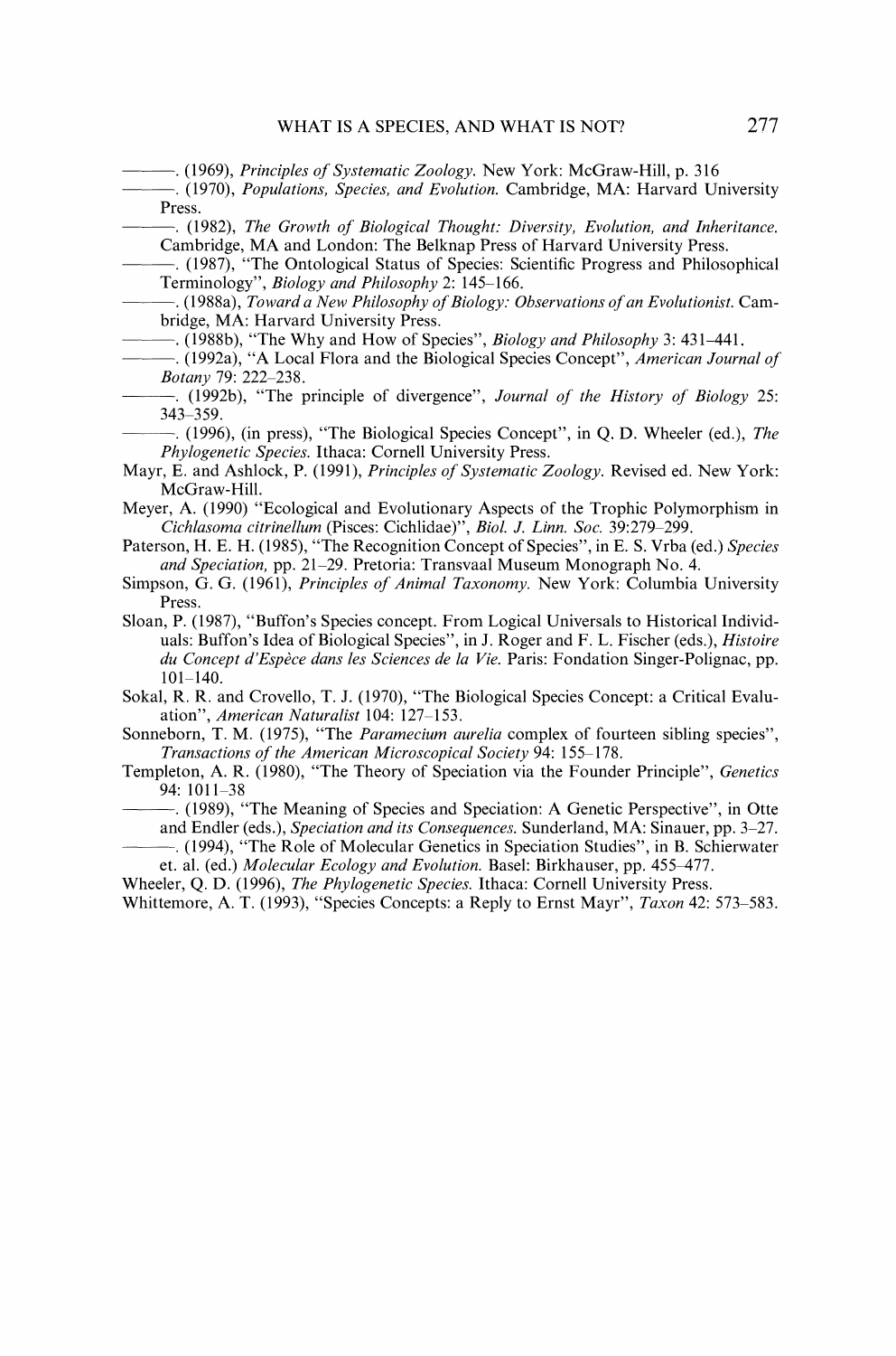———. (1969), *Principles of Systematic Zoology.* New York: McGraw-Hill, p. 316

———. (1970), *Populations, Species, and Evolution.* Cambridge, MA: Harvard University Press.

———. (1982), *The Growth of Biological Thought: Diversity, Evolution, and Inheritance.* Cambridge, MA and London: The Belknap Press of Harvard University Press.

———. (1987), "The Ontological Status of Species: Scientific Progress and Philosophical Terminology", *Biology and Philosophy* 2: 145–166.

———. (1988a), *Toward a New Philosophy of Biology: Observations of an Evolutionist.* Cambridge, MA: Harvard University Press.

———. (1988b), "The Why and How of Species", *Biology and Philosophy* 3: 431–441.

———. (1992a), "A Local Flora and the Biological Species Concept", *American Journal of Botany* 79: 222–238.

———. (1992b), "The principle of divergence", *Journal of the History of Biology* 25: 343–359.

———. (1996), (in press), "The Biological Species Concept", in Q. D. Wheeler (ed.), *The Phylogenetic Species.* Ithaca: Cornell University Press.

Mayr, E. and Ashlock, P. (1991), *Principles of Systematic Zoology.* Revised ed. New York: McGraw-Hill.

Meyer, A. (1990) "Ecological and Evolutionary Aspects of the Trophic Polymorphism in *Cichlasoma citrinellum* (Pisces: Cichlidae)", *Biol. J. Linn. Soc.* 39:279–299.

Paterson, H. E. H. (1985), "The Recognition Concept of Species", in E. S. Vrba (ed.) *Species and Speciation,* pp. 21–29. Pretoria: Transvaal Museum Monograph No. 4.

Simpson, G. G. (1961), *Principles of Animal Taxonomy.* New York: Columbia University Press.

Sloan, P. (1987), "Buffon's Species concept. From Logical Universals to Historical Individuals: Buffon's Idea of Biological Species", in J. Roger and F. L. Fischer (eds.), *Histoire du Concept d'Espèce dans les Sciences de la Vie.* Paris: Fondation Singer-Polignac, pp. 101–140.

Sokal, R. R. and Crovello, T. J. (1970), "The Biological Species Concept: a Critical Evaluation", *American Naturalist* 104: 127–153.

Sonneborn, T. M. (1975), "The *Paramecium aurelia* complex of fourteen sibling species", *Transactions of the American Microscopical Society* 94: 155–178.

Templeton, A. R. (1980), "The Theory of Speciation via the Founder Principle", *Genetics* 94: 1011–38

———. (1989), "The Meaning of Species and Speciation: A Genetic Perspective", in Otte and Endler (eds.), *Speciation and its Consequences.* Sunderland, MA: Sinauer, pp. 3–27.

———. (1994), "The Role of Molecular Genetics in Speciation Studies", in B. Schierwater et. al. (ed.) *Molecular Ecology and Evolution.* Basel: Birkhauser, pp. 455–477.

Wheeler, Q. D. (1996), *The Phylogenetic Species.* Ithaca: Cornell University Press.

Whittemore, A. T. (1993), "Species Concepts: a Reply to Ernst Mayr", *Taxon* 42: 573–583.